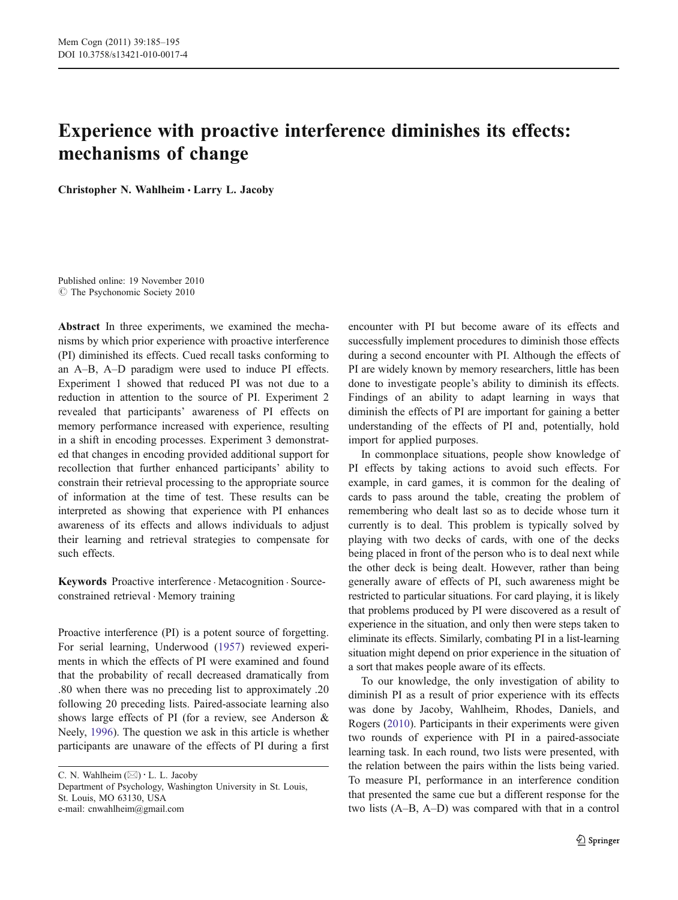# Experience with proactive interference diminishes its effects: mechanisms of change

**Christopher N. Wahlheim · Larry L. Jacoby**

Published online: 19 November 2010
© The Psychonomic Society 2010

**Abstract** In three experiments, we examined the mechanisms by which prior experience with proactive interference (PI) diminished its effects. Cued recall tasks conforming to an A–B, A–D paradigm were used to induce PI effects. Experiment 1 showed that reduced PI was not due to a reduction in attention to the source of PI. Experiment 2 revealed that participants' awareness of PI effects on memory performance increased with experience, resulting in a shift in encoding processes. Experiment 3 demonstrated that changes in encoding provided additional support for recollection that further enhanced participants' ability to constrain their retrieval processing to the appropriate source of information at the time of test. These results can be interpreted as showing that experience with PI enhances awareness of its effects and allows individuals to adjust their learning and retrieval strategies to compensate for such effects.

**Keywords** Proactive interference · Metacognition · Source-constrained retrieval · Memory training

Proactive interference (PI) is a potent source of forgetting. For serial learning, Underwood (1957) reviewed experiments in which the effects of PI were examined and found that the probability of recall decreased dramatically from .80 when there was no preceding list to approximately .20 following 20 preceding lists. Paired-associate learning also shows large effects of PI (for a review, see Anderson & Neely, 1996). The question we ask in this article is whether participants are unaware of the effects of PI during a first encounter with PI but become aware of its effects and successfully implement procedures to diminish those effects during a second encounter with PI. Although the effects of PI are widely known by memory researchers, little has been done to investigate people's ability to diminish its effects. Findings of an ability to adapt learning in ways that diminish the effects of PI are important for gaining a better understanding of the effects of PI and, potentially, hold import for applied purposes.

In commonplace situations, people show knowledge of PI effects by taking actions to avoid such effects. For example, in card games, it is common for the dealing of cards to pass around the table, creating the problem of remembering who dealt last so as to decide whose turn it currently is to deal. This problem is typically solved by playing with two decks of cards, with one of the decks being placed in front of the person who is to deal next while the other deck is being dealt. However, rather than being generally aware of effects of PI, such awareness might be restricted to particular situations. For card playing, it is likely that problems produced by PI were discovered as a result of experience in the situation, and only then were steps taken to eliminate its effects. Similarly, combating PI in a list-learning situation might depend on prior experience in the situation of a sort that makes people aware of its effects.

To our knowledge, the only investigation of ability to diminish PI as a result of prior experience with its effects was done by Jacoby, Wahlheim, Rhodes, Daniels, and Rogers (2010). Participants in their experiments were given two rounds of experience with PI in a paired-associate learning task. In each round, two lists were presented, with the relation between the pairs within the lists being varied. To measure PI, performance in an interference condition that presented the same cue but a different response for the two lists (A–B, A–D) was compared with that in a control

C. N. Wahlheim (✉) · L. L. Jacoby
Department of Psychology, Washington University in St. Louis,
St. Louis, MO 63130, USA
e-mail: cnwahlheim@gmail.com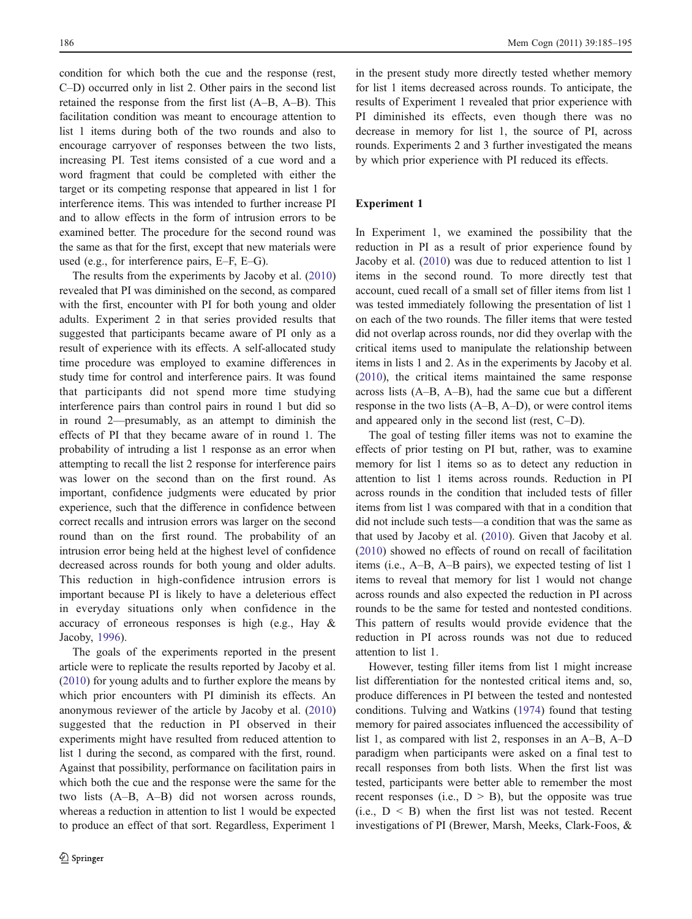condition for which both the cue and the response (rest, C–D) occurred only in list 2. Other pairs in the second list retained the response from the first list (A–B, A–B). This facilitation condition was meant to encourage attention to list 1 items during both of the two rounds and also to encourage carryover of responses between the two lists, increasing PI. Test items consisted of a cue word and a word fragment that could be completed with either the target or its competing response that appeared in list 1 for interference items. This was intended to further increase PI and to allow effects in the form of intrusion errors to be examined better. The procedure for the second round was the same as that for the first, except that new materials were used (e.g., for interference pairs, E–F, E–G).

The results from the experiments by Jacoby et al. (2010) revealed that PI was diminished on the second, as compared with the first, encounter with PI for both young and older adults. Experiment 2 in that series provided results that suggested that participants became aware of PI only as a result of experience with its effects. A self-allocated study time procedure was employed to examine differences in study time for control and interference pairs. It was found that participants did not spend more time studying interference pairs than control pairs in round 1 but did so in round 2—presumably, as an attempt to diminish the effects of PI that they became aware of in round 1. The probability of intruding a list 1 response as an error when attempting to recall the list 2 response for interference pairs was lower on the second than on the first round. As important, confidence judgments were educated by prior experience, such that the difference in confidence between correct recalls and intrusion errors was larger on the second round than on the first round. The probability of an intrusion error being held at the highest level of confidence decreased across rounds for both young and older adults. This reduction in high-confidence intrusion errors is important because PI is likely to have a deleterious effect in everyday situations only when confidence in the accuracy of erroneous responses is high (e.g., Hay & Jacoby, 1996).

The goals of the experiments reported in the present article were to replicate the results reported by Jacoby et al. (2010) for young adults and to further explore the means by which prior encounters with PI diminish its effects. An anonymous reviewer of the article by Jacoby et al. (2010) suggested that the reduction in PI observed in their experiments might have resulted from reduced attention to list 1 during the second, as compared with the first, round. Against that possibility, performance on facilitation pairs in which both the cue and the response were the same for the two lists (A–B, A–B) did not worsen across rounds, whereas a reduction in attention to list 1 would be expected to produce an effect of that sort. Regardless, Experiment 1 in the present study more directly tested whether memory for list 1 items decreased across rounds. To anticipate, the results of Experiment 1 revealed that prior experience with PI diminished its effects, even though there was no decrease in memory for list 1, the source of PI, across rounds. Experiments 2 and 3 further investigated the means by which prior experience with PI reduced its effects.

## Experiment 1

In Experiment 1, we examined the possibility that the reduction in PI as a result of prior experience found by Jacoby et al. (2010) was due to reduced attention to list 1 items in the second round. To more directly test that account, cued recall of a small set of filler items from list 1 was tested immediately following the presentation of list 1 on each of the two rounds. The filler items that were tested did not overlap across rounds, nor did they overlap with the critical items used to manipulate the relationship between items in lists 1 and 2. As in the experiments by Jacoby et al. (2010), the critical items maintained the same response across lists (A–B, A–B), had the same cue but a different response in the two lists (A–B, A–D), or were control items and appeared only in the second list (rest, C–D).

The goal of testing filler items was not to examine the effects of prior testing on PI but, rather, was to examine memory for list 1 items so as to detect any reduction in attention to list 1 items across rounds. Reduction in PI across rounds in the condition that included tests of filler items from list 1 was compared with that in a condition that did not include such tests—a condition that was the same as that used by Jacoby et al. (2010). Given that Jacoby et al. (2010) showed no effects of round on recall of facilitation items (i.e., A–B, A–B pairs), we expected testing of list 1 items to reveal that memory for list 1 would not change across rounds and also expected the reduction in PI across rounds to be the same for tested and nontested conditions. This pattern of results would provide evidence that the reduction in PI across rounds was not due to reduced attention to list 1.

However, testing filler items from list 1 might increase list differentiation for the nontested critical items and, so, produce differences in PI between the tested and nontested conditions. Tulving and Watkins (1974) found that testing memory for paired associates influenced the accessibility of list 1, as compared with list 2, responses in an A–B, A–D paradigm when participants were asked on a final test to recall responses from both lists. When the first list was tested, participants were better able to remember the most recent responses (i.e., D > B), but the opposite was true (i.e., D < B) when the first list was not tested. Recent investigations of PI (Brewer, Marsh, Meeks, Clark-Foos, &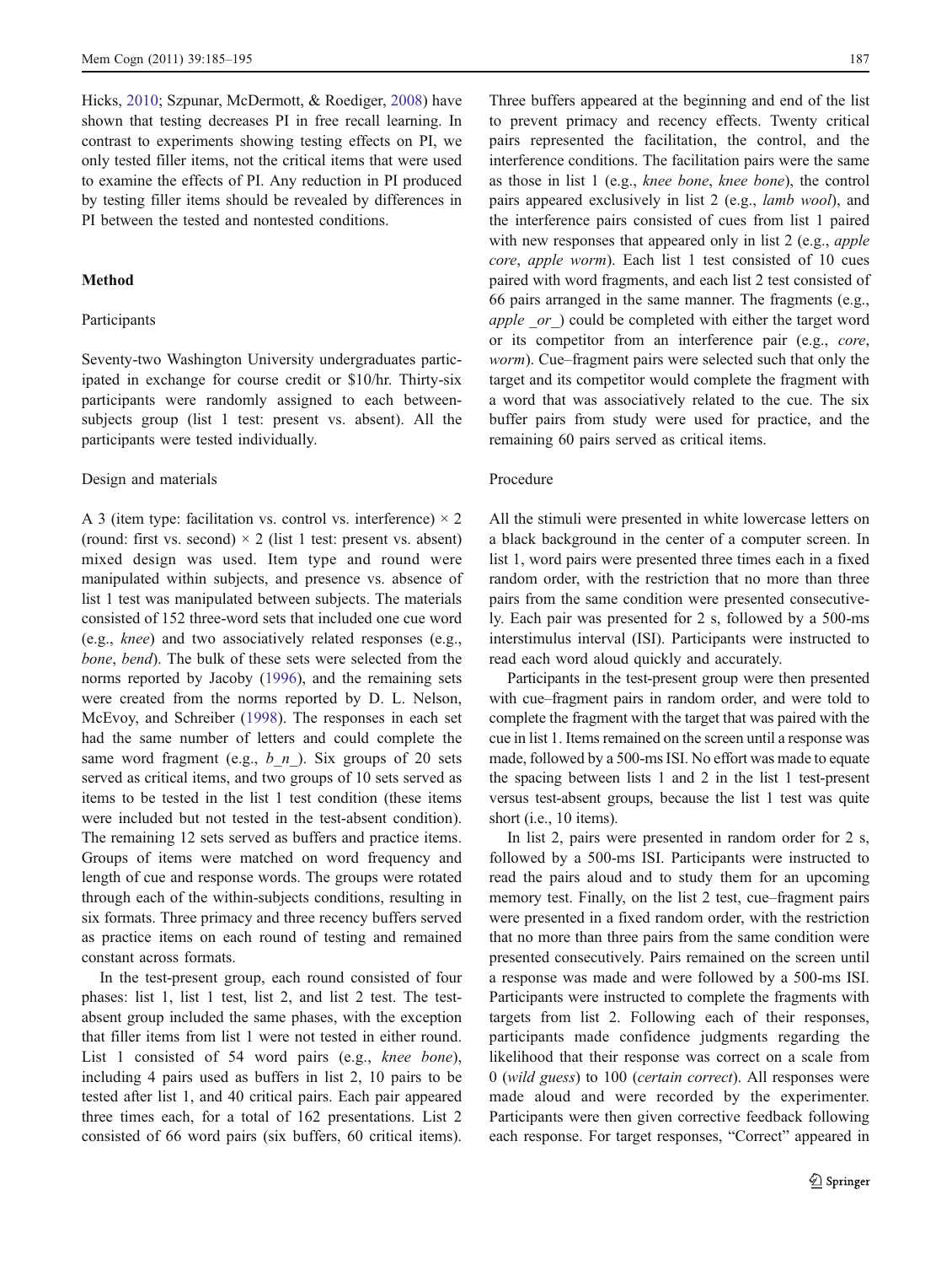Hicks, 2010; Szpunar, McDermott, & Roediger, 2008) have shown that testing decreases PI in free recall learning. In contrast to experiments showing testing effects on PI, we only tested filler items, not the critical items that were used to examine the effects of PI. Any reduction in PI produced by testing filler items should be revealed by differences in PI between the tested and nontested conditions.

## Method

### Participants

Seventy-two Washington University undergraduates participated in exchange for course credit or $10/hr. Thirty-six participants were randomly assigned to each between-subjects group (list 1 test: present vs. absent). All the participants were tested individually.

### Design and materials

A 3 (item type: facilitation vs. control vs. interference) × 2 (round: first vs. second) × 2 (list 1 test: present vs. absent) mixed design was used. Item type and round were manipulated within subjects, and presence vs. absence of list 1 test was manipulated between subjects. The materials consisted of 152 three-word sets that included one cue word (e.g., *knee*) and two associatively related responses (e.g., *bone*, *bend*). The bulk of these sets were selected from the norms reported by Jacoby (1996), and the remaining sets were created from the norms reported by D. L. Nelson, McEvoy, and Schreiber (1998). The responses in each set had the same number of letters and could complete the same word fragment (e.g., *b_n_*). Six groups of 20 sets served as critical items, and two groups of 10 sets served as items to be tested in the list 1 test condition (these items were included but not tested in the test-absent condition). The remaining 12 sets served as buffers and practice items. Groups of items were matched on word frequency and length of cue and response words. The groups were rotated through each of the within-subjects conditions, resulting in six formats. Three primacy and three recency buffers served as practice items on each round of testing and remained constant across formats.

In the test-present group, each round consisted of four phases: list 1, list 1 test, list 2, and list 2 test. The test-absent group included the same phases, with the exception that filler items from list 1 were not tested in either round. List 1 consisted of 54 word pairs (e.g., *knee bone*), including 4 pairs used as buffers in list 2, 10 pairs to be tested after list 1, and 40 critical pairs. Each pair appeared three times each, for a total of 162 presentations. List 2 consisted of 66 word pairs (six buffers, 60 critical items). Three buffers appeared at the beginning and end of the list to prevent primacy and recency effects. Twenty critical pairs represented the facilitation, the control, and the interference conditions. The facilitation pairs were the same as those in list 1 (e.g., *knee bone*, *knee bone*), the control pairs appeared exclusively in list 2 (e.g., *lamb wool*), and the interference pairs consisted of cues from list 1 paired with new responses that appeared only in list 2 (e.g., *apple core*, *apple worm*). Each list 1 test consisted of 10 cues paired with word fragments, and each list 2 test consisted of 66 pairs arranged in the same manner. The fragments (e.g., *apple _or_*) could be completed with either the target word or its competitor from an interference pair (e.g., *core*, *worm*). Cue–fragment pairs were selected such that only the target and its competitor would complete the fragment with a word that was associatively related to the cue. The six buffer pairs from study were used for practice, and the remaining 60 pairs served as critical items.

### Procedure

All the stimuli were presented in white lowercase letters on a black background in the center of a computer screen. In list 1, word pairs were presented three times each in a fixed random order, with the restriction that no more than three pairs from the same condition were presented consecutively. Each pair was presented for 2 s, followed by a 500-ms interstimulus interval (ISI). Participants were instructed to read each word aloud quickly and accurately.

Participants in the test-present group were then presented with cue–fragment pairs in random order, and were told to complete the fragment with the target that was paired with the cue in list 1. Items remained on the screen until a response was made, followed by a 500-ms ISI. No effort was made to equate the spacing between lists 1 and 2 in the list 1 test-present versus test-absent groups, because the list 1 test was quite short (i.e., 10 items).

In list 2, pairs were presented in random order for 2 s, followed by a 500-ms ISI. Participants were instructed to read the pairs aloud and to study them for an upcoming memory test. Finally, on the list 2 test, cue–fragment pairs were presented in a fixed random order, with the restriction that no more than three pairs from the same condition were presented consecutively. Pairs remained on the screen until a response was made and were followed by a 500-ms ISI. Participants were instructed to complete the fragments with targets from list 2. Following each of their responses, participants made confidence judgments regarding the likelihood that their response was correct on a scale from 0 (*wild guess*) to 100 (*certain correct*). All responses were made aloud and were recorded by the experimenter. Participants were then given corrective feedback following each response. For target responses, "Correct" appeared in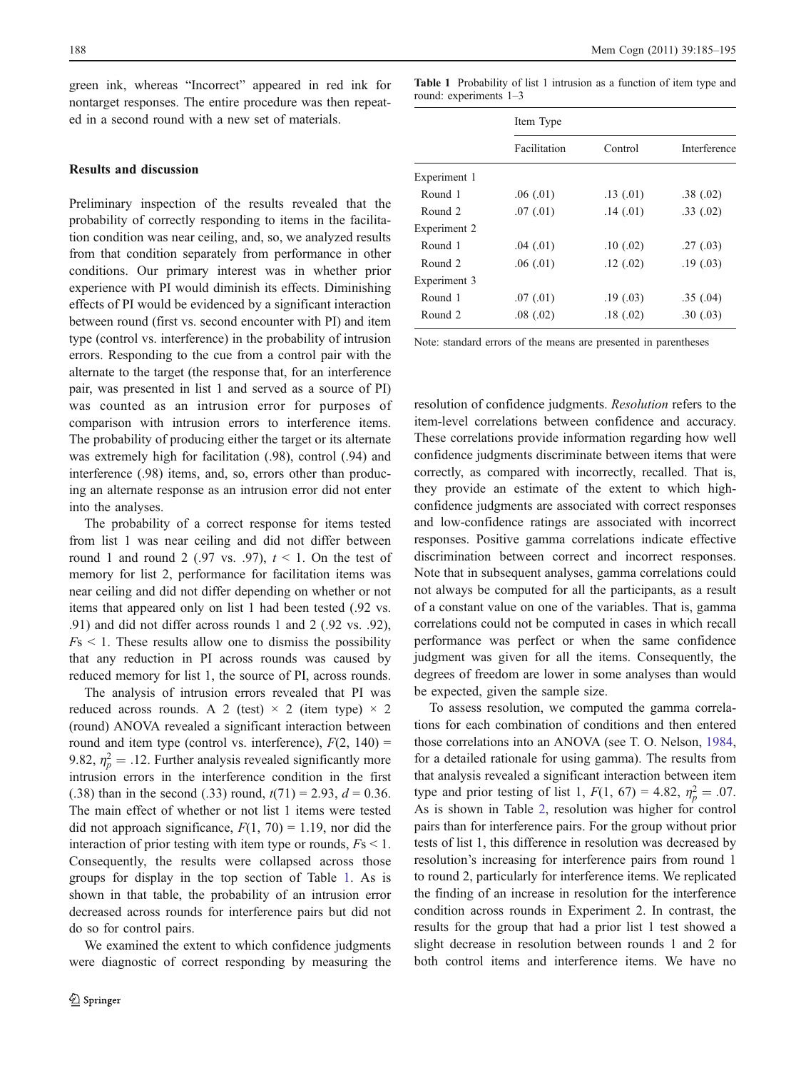green ink, whereas "Incorrect" appeared in red ink for nontarget responses. The entire procedure was then repeated in a second round with a new set of materials.

### Results and discussion

Preliminary inspection of the results revealed that the probability of correctly responding to items in the facilitation condition was near ceiling, and, so, we analyzed results from that condition separately from performance in other conditions. Our primary interest was in whether prior experience with PI would diminish its effects. Diminishing effects of PI would be evidenced by a significant interaction between round (first vs. second encounter with PI) and item type (control vs. interference) in the probability of intrusion errors. Responding to the cue from a control pair with the alternate to the target (the response that, for an interference pair, was presented in list 1 and served as a source of PI) was counted as an intrusion error for purposes of comparison with intrusion errors to interference items. The probability of producing either the target or its alternate was extremely high for facilitation (.98), control (.94) and interference (.98) items, and, so, errors other than producing an alternate response as an intrusion error did not enter into the analyses.

The probability of a correct response for items tested from list 1 was near ceiling and did not differ between round 1 and round 2 (.97 vs. .97), $t < 1$. On the test of memory for list 2, performance for facilitation items was near ceiling and did not differ depending on whether or not items that appeared only on list 1 had been tested (.92 vs. .91) and did not differ across rounds 1 and 2 (.92 vs. .92), $F\text{s} < 1$. These results allow one to dismiss the possibility that any reduction in PI across rounds was caused by reduced memory for list 1, the source of PI, across rounds.

The analysis of intrusion errors revealed that PI was reduced across rounds. A 2 (test) × 2 (item type) × 2 (round) ANOVA revealed a significant interaction between round and item type (control vs. interference), $F(2, 140) = 9.82$, $\eta_p^2 = .12$. Further analysis revealed significantly more intrusion errors in the interference condition in the first (.38) than in the second (.33) round, $t(71) = 2.93$, $d = 0.36$. The main effect of whether or not list 1 items were tested did not approach significance, $F(1, 70) = 1.19$, nor did the interaction of prior testing with item type or rounds, $F\text{s} < 1$. Consequently, the results were collapsed across those groups for display in the top section of Table 1. As is shown in that table, the probability of an intrusion error decreased across rounds for interference pairs but did not do so for control pairs.

We examined the extent to which confidence judgments were diagnostic of correct responding by measuring the resolution of confidence judgments. *Resolution* refers to the item-level correlations between confidence and accuracy. These correlations provide information regarding how well confidence judgments discriminate between items that were correctly, as compared with incorrectly, recalled. That is, they provide an estimate of the extent to which high-confidence judgments are associated with correct responses and low-confidence ratings are associated with incorrect responses. Positive gamma correlations indicate effective discrimination between correct and incorrect responses. Note that in subsequent analyses, gamma correlations could not always be computed for all the participants, as a result of a constant value on one of the variables. That is, gamma correlations could not be computed in cases in which recall performance was perfect or when the same confidence judgment was given for all the items. Consequently, the degrees of freedom are lower in some analyses than would be expected, given the sample size.

To assess resolution, we computed the gamma correlations for each combination of conditions and then entered those correlations into an ANOVA (see T. O. Nelson, 1984, for a detailed rationale for using gamma). The results from that analysis revealed a significant interaction between item type and prior testing of list 1, $F(1, 67) = 4.82$, $\eta_p^2 = .07$. As is shown in Table 2, resolution was higher for control pairs than for interference pairs. For the group without prior tests of list 1, this difference in resolution was decreased by resolution's increasing for interference pairs from round 1 to round 2, particularly for interference items. We replicated the finding of an increase in resolution for the interference condition across rounds in Experiment 2. In contrast, the results for the group that had a prior list 1 test showed a slight decrease in resolution between rounds 1 and 2 for both control items and interference items. We have no

**Table 1** Probability of list 1 intrusion as a function of item type and round: experiments 1–3

| | Item Type | | |
|---|---|---|---|
| | Facilitation | Control | Interference |
| Experiment 1 | | | |
| Round 1 | .06 (.01) | .13 (.01) | .38 (.02) |
| Round 2 | .07 (.01) | .14 (.01) | .33 (.02) |
| Experiment 2 | | | |
| Round 1 | .04 (.01) | .10 (.02) | .27 (.03) |
| Round 2 | .06 (.01) | .12 (.02) | .19 (.03) |
| Experiment 3 | | | |
| Round 1 | .07 (.01) | .19 (.03) | .35 (.04) |
| Round 2 | .08 (.02) | .18 (.02) | .30 (.03) |

Note: standard errors of the means are presented in parentheses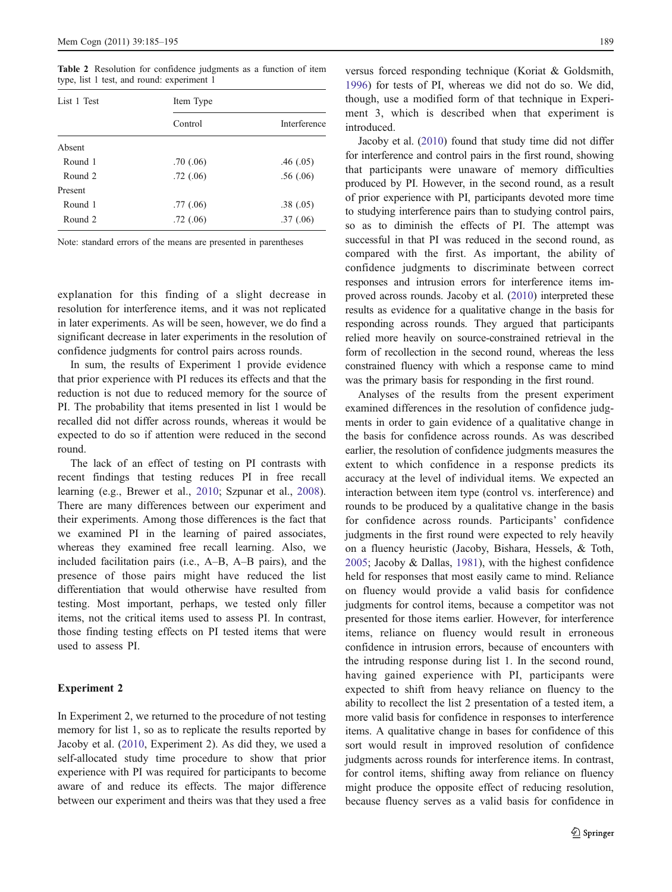**Table 2** Resolution for confidence judgments as a function of item type, list 1 test, and round: experiment 1

| List 1 Test | Item Type | |
|---|---|---|
| | Control | Interference |
| Absent | | |
| Round 1 | .70 (.06) | .46 (.05) |
| Round 2 | .72 (.06) | .56 (.06) |
| Present | | |
| Round 1 | .77 (.06) | .38 (.05) |
| Round 2 | .72 (.06) | .37 (.06) |

Note: standard errors of the means are presented in parentheses

explanation for this finding of a slight decrease in resolution for interference items, and it was not replicated in later experiments. As will be seen, however, we do find a significant decrease in later experiments in the resolution of confidence judgments for control pairs across rounds.

In sum, the results of Experiment 1 provide evidence that prior experience with PI reduces its effects and that the reduction is not due to reduced memory for the source of PI. The probability that items presented in list 1 would be recalled did not differ across rounds, whereas it would be expected to do so if attention were reduced in the second round.

The lack of an effect of testing on PI contrasts with recent findings that testing reduces PI in free recall learning (e.g., Brewer et al., 2010; Szpunar et al., 2008). There are many differences between our experiment and their experiments. Among those differences is the fact that we examined PI in the learning of paired associates, whereas they examined free recall learning. Also, we included facilitation pairs (i.e., A–B, A–B pairs), and the presence of those pairs might have reduced the list differentiation that would otherwise have resulted from testing. Most important, perhaps, we tested only filler items, not the critical items used to assess PI. In contrast, those finding testing effects on PI tested items that were used to assess PI.

## Experiment 2

In Experiment 2, we returned to the procedure of not testing memory for list 1, so as to replicate the results reported by Jacoby et al. (2010, Experiment 2). As did they, we used a self-allocated study time procedure to show that prior experience with PI was required for participants to become aware of and reduce its effects. The major difference between our experiment and theirs was that they used a free versus forced responding technique (Koriat & Goldsmith, 1996) for tests of PI, whereas we did not do so. We did, though, use a modified form of that technique in Experiment 3, which is described when that experiment is introduced.

Jacoby et al. (2010) found that study time did not differ for interference and control pairs in the first round, showing that participants were unaware of memory difficulties produced by PI. However, in the second round, as a result of prior experience with PI, participants devoted more time to studying interference pairs than to studying control pairs, so as to diminish the effects of PI. The attempt was successful in that PI was reduced in the second round, as compared with the first. As important, the ability of confidence judgments to discriminate between correct responses and intrusion errors for interference items improved across rounds. Jacoby et al. (2010) interpreted these results as evidence for a qualitative change in the basis for responding across rounds. They argued that participants relied more heavily on source-constrained retrieval in the form of recollection in the second round, whereas the less constrained fluency with which a response came to mind was the primary basis for responding in the first round.

Analyses of the results from the present experiment examined differences in the resolution of confidence judgments in order to gain evidence of a qualitative change in the basis for confidence across rounds. As was described earlier, the resolution of confidence judgments measures the extent to which confidence in a response predicts its accuracy at the level of individual items. We expected an interaction between item type (control vs. interference) and rounds to be produced by a qualitative change in the basis for confidence across rounds. Participants' confidence judgments in the first round were expected to rely heavily on a fluency heuristic (Jacoby, Bishara, Hessels, & Toth, 2005; Jacoby & Dallas, 1981), with the highest confidence held for responses that most easily came to mind. Reliance on fluency would provide a valid basis for confidence judgments for control items, because a competitor was not presented for those items earlier. However, for interference items, reliance on fluency would result in erroneous confidence in intrusion errors, because of encounters with the intruding response during list 1. In the second round, having gained experience with PI, participants were expected to shift from heavy reliance on fluency to the ability to recollect the list 2 presentation of a tested item, a more valid basis for confidence in responses to interference items. A qualitative change in bases for confidence of this sort would result in improved resolution of confidence judgments across rounds for interference items. In contrast, for control items, shifting away from reliance on fluency might produce the opposite effect of reducing resolution, because fluency serves as a valid basis for confidence in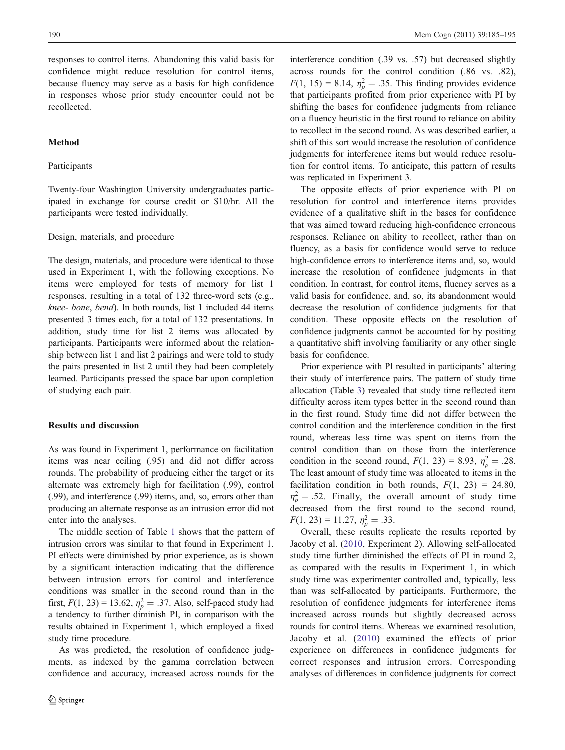responses to control items. Abandoning this valid basis for confidence might reduce resolution for control items, because fluency may serve as a basis for high confidence in responses whose prior study encounter could not be recollected.

## Method

### Participants

Twenty-four Washington University undergraduates participated in exchange for course credit or \$10/hr. All the participants were tested individually.

### Design, materials, and procedure

The design, materials, and procedure were identical to those used in Experiment 1, with the following exceptions. No items were employed for tests of memory for list 1 responses, resulting in a total of 132 three-word sets (e.g., *knee- bone*, *bend*). In both rounds, list 1 included 44 items presented 3 times each, for a total of 132 presentations. In addition, study time for list 2 items was allocated by participants. Participants were informed about the relationship between list 1 and list 2 pairings and were told to study the pairs presented in list 2 until they had been completely learned. Participants pressed the space bar upon completion of studying each pair.

## Results and discussion

As was found in Experiment 1, performance on facilitation items was near ceiling (.95) and did not differ across rounds. The probability of producing either the target or its alternate was extremely high for facilitation (.99), control (.99), and interference (.99) items, and, so, errors other than producing an alternate response as an intrusion error did not enter into the analyses.

The middle section of Table 1 shows that the pattern of intrusion errors was similar to that found in Experiment 1. PI effects were diminished by prior experience, as is shown by a significant interaction indicating that the difference between intrusion errors for control and interference conditions was smaller in the second round than in the first, $F(1, 23) = 13.62$, $\eta_p^2 = .37$. Also, self-paced study had a tendency to further diminish PI, in comparison with the results obtained in Experiment 1, which employed a fixed study time procedure.

As was predicted, the resolution of confidence judgments, as indexed by the gamma correlation between confidence and accuracy, increased across rounds for the interference condition (.39 vs. .57) but decreased slightly across rounds for the control condition (.86 vs. .82), $F(1, 15) = 8.14$, $\eta_p^2 = .35$. This finding provides evidence that participants profited from prior experience with PI by shifting the bases for confidence judgments from reliance on a fluency heuristic in the first round to reliance on ability to recollect in the second round. As was described earlier, a shift of this sort would increase the resolution of confidence judgments for interference items but would reduce resolution for control items. To anticipate, this pattern of results was replicated in Experiment 3.

The opposite effects of prior experience with PI on resolution for control and interference items provides evidence of a qualitative shift in the bases for confidence that was aimed toward reducing high-confidence erroneous responses. Reliance on ability to recollect, rather than on fluency, as a basis for confidence would serve to reduce high-confidence errors to interference items and, so, would increase the resolution of confidence judgments in that condition. In contrast, for control items, fluency serves as a valid basis for confidence, and, so, its abandonment would decrease the resolution of confidence judgments for that condition. These opposite effects on the resolution of confidence judgments cannot be accounted for by positing a quantitative shift involving familiarity or any other single basis for confidence.

Prior experience with PI resulted in participants' altering their study of interference pairs. The pattern of study time allocation (Table 3) revealed that study time reflected item difficulty across item types better in the second round than in the first round. Study time did not differ between the control condition and the interference condition in the first round, whereas less time was spent on items from the control condition than on those from the interference condition in the second round, $F(1, 23) = 8.93$, $\eta_p^2 = .28$. The least amount of study time was allocated to items in the facilitation condition in both rounds, $F(1, 23) = 24.80$, $\eta_p^2 = .52$. Finally, the overall amount of study time decreased from the first round to the second round, $F(1, 23) = 11.27$, $\eta_p^2 = .33$.

Overall, these results replicate the results reported by Jacoby et al. (2010, Experiment 2). Allowing self-allocated study time further diminished the effects of PI in round 2, as compared with the results in Experiment 1, in which study time was experimenter controlled and, typically, less than was self-allocated by participants. Furthermore, the resolution of confidence judgments for interference items increased across rounds but slightly decreased across rounds for control items. Whereas we examined resolution, Jacoby et al. (2010) examined the effects of prior experience on differences in confidence judgments for correct responses and intrusion errors. Corresponding analyses of differences in confidence judgments for correct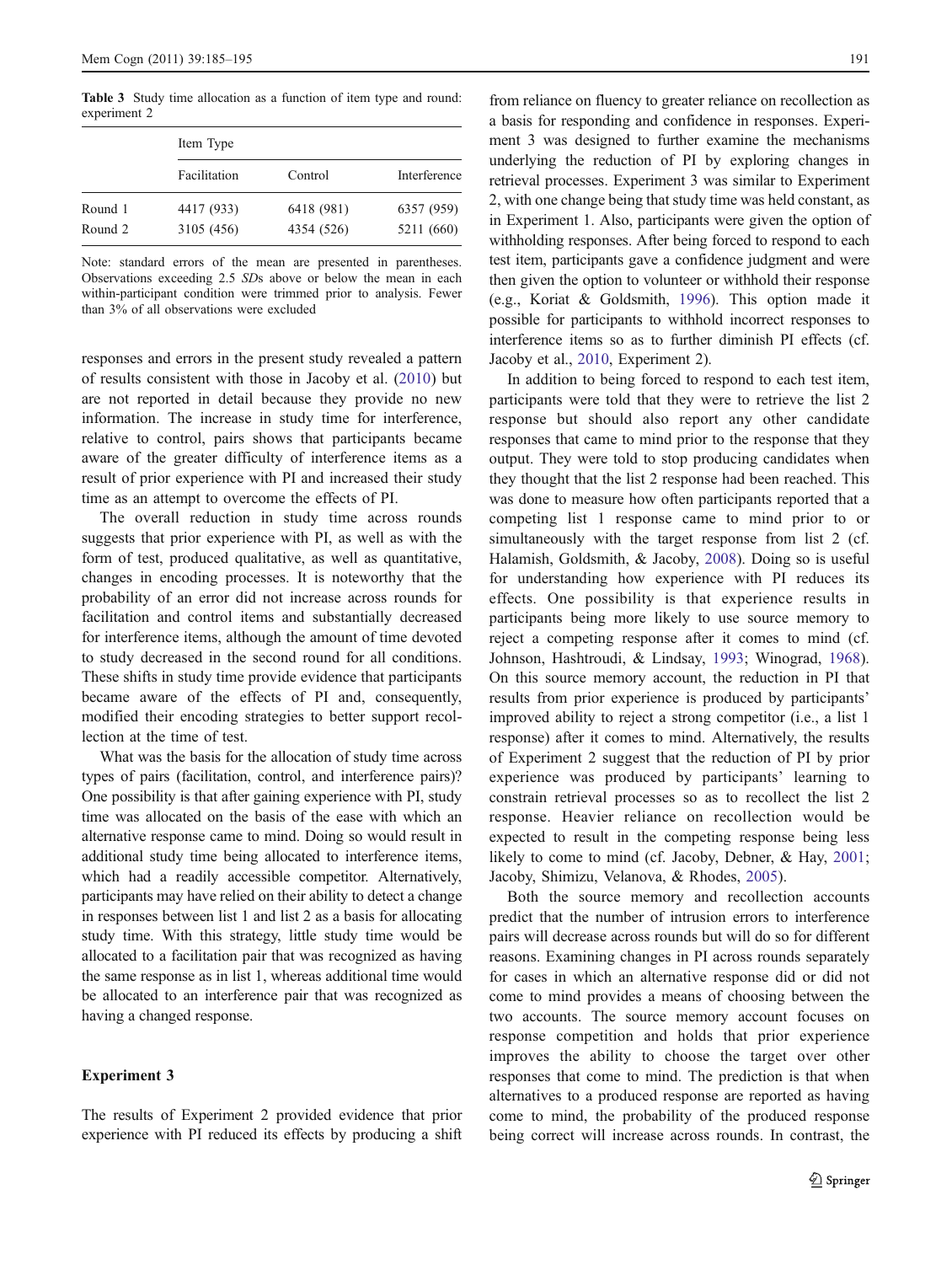**Table 3** Study time allocation as a function of item type and round: experiment 2

| | Item Type | | |
|---|---|---|---|
| | Facilitation | Control | Interference |
| Round 1 | 4417 (933) | 6418 (981) | 6357 (959) |
| Round 2 | 3105 (456) | 4354 (526) | 5211 (660) |

Note: standard errors of the mean are presented in parentheses. Observations exceeding 2.5 *SD*s above or below the mean in each within-participant condition were trimmed prior to analysis. Fewer than 3% of all observations were excluded

responses and errors in the present study revealed a pattern of results consistent with those in Jacoby et al. (2010) but are not reported in detail because they provide no new information. The increase in study time for interference, relative to control, pairs shows that participants became aware of the greater difficulty of interference items as a result of prior experience with PI and increased their study time as an attempt to overcome the effects of PI.

The overall reduction in study time across rounds suggests that prior experience with PI, as well as with the form of test, produced qualitative, as well as quantitative, changes in encoding processes. It is noteworthy that the probability of an error did not increase across rounds for facilitation and control items and substantially decreased for interference items, although the amount of time devoted to study decreased in the second round for all conditions. These shifts in study time provide evidence that participants became aware of the effects of PI and, consequently, modified their encoding strategies to better support recollection at the time of test.

What was the basis for the allocation of study time across types of pairs (facilitation, control, and interference pairs)? One possibility is that after gaining experience with PI, study time was allocated on the basis of the ease with which an alternative response came to mind. Doing so would result in additional study time being allocated to interference items, which had a readily accessible competitor. Alternatively, participants may have relied on their ability to detect a change in responses between list 1 and list 2 as a basis for allocating study time. With this strategy, little study time would be allocated to a facilitation pair that was recognized as having the same response as in list 1, whereas additional time would be allocated to an interference pair that was recognized as having a changed response.

## Experiment 3

The results of Experiment 2 provided evidence that prior experience with PI reduced its effects by producing a shift from reliance on fluency to greater reliance on recollection as a basis for responding and confidence in responses. Experiment 3 was designed to further examine the mechanisms underlying the reduction of PI by exploring changes in retrieval processes. Experiment 3 was similar to Experiment 2, with one change being that study time was held constant, as in Experiment 1. Also, participants were given the option of withholding responses. After being forced to respond to each test item, participants gave a confidence judgment and were then given the option to volunteer or withhold their response (e.g., Koriat & Goldsmith, 1996). This option made it possible for participants to withhold incorrect responses to interference items so as to further diminish PI effects (cf. Jacoby et al., 2010, Experiment 2).

In addition to being forced to respond to each test item, participants were told that they were to retrieve the list 2 response but should also report any other candidate responses that came to mind prior to the response that they output. They were told to stop producing candidates when they thought that the list 2 response had been reached. This was done to measure how often participants reported that a competing list 1 response came to mind prior to or simultaneously with the target response from list 2 (cf. Halamish, Goldsmith, & Jacoby, 2008). Doing so is useful for understanding how experience with PI reduces its effects. One possibility is that experience results in participants being more likely to use source memory to reject a competing response after it comes to mind (cf. Johnson, Hashtroudi, & Lindsay, 1993; Winograd, 1968). On this source memory account, the reduction in PI that results from prior experience is produced by participants' improved ability to reject a strong competitor (i.e., a list 1 response) after it comes to mind. Alternatively, the results of Experiment 2 suggest that the reduction of PI by prior experience was produced by participants' learning to constrain retrieval processes so as to recollect the list 2 response. Heavier reliance on recollection would be expected to result in the competing response being less likely to come to mind (cf. Jacoby, Debner, & Hay, 2001; Jacoby, Shimizu, Velanova, & Rhodes, 2005).

Both the source memory and recollection accounts predict that the number of intrusion errors to interference pairs will decrease across rounds but will do so for different reasons. Examining changes in PI across rounds separately for cases in which an alternative response did or did not come to mind provides a means of choosing between the two accounts. The source memory account focuses on response competition and holds that prior experience improves the ability to choose the target over other responses that come to mind. The prediction is that when alternatives to a produced response are reported as having come to mind, the probability of the produced response being correct will increase across rounds. In contrast, the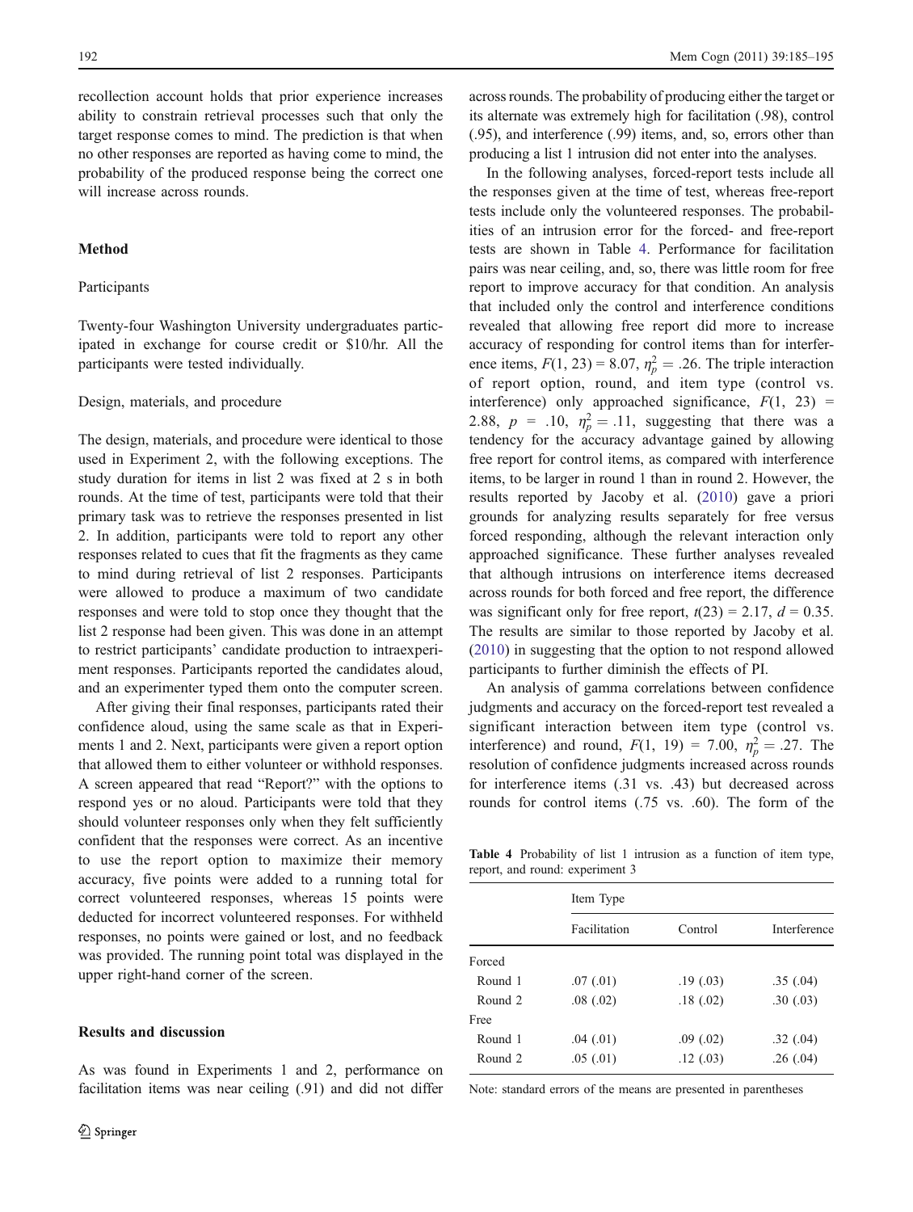recollection account holds that prior experience increases ability to constrain retrieval processes such that only the target response comes to mind. The prediction is that when no other responses are reported as having come to mind, the probability of the produced response being the correct one will increase across rounds.

## Method

### Participants

Twenty-four Washington University undergraduates participated in exchange for course credit or \$10/hr. All the participants were tested individually.

### Design, materials, and procedure

The design, materials, and procedure were identical to those used in Experiment 2, with the following exceptions. The study duration for items in list 2 was fixed at 2 s in both rounds. At the time of test, participants were told that their primary task was to retrieve the responses presented in list 2. In addition, participants were told to report any other responses related to cues that fit the fragments as they came to mind during retrieval of list 2 responses. Participants were allowed to produce a maximum of two candidate responses and were told to stop once they thought that the list 2 response had been given. This was done in an attempt to restrict participants' candidate production to intraexperiment responses. Participants reported the candidates aloud, and an experimenter typed them onto the computer screen.

After giving their final responses, participants rated their confidence aloud, using the same scale as that in Experiments 1 and 2. Next, participants were given a report option that allowed them to either volunteer or withhold responses. A screen appeared that read "Report?" with the options to respond yes or no aloud. Participants were told that they should volunteer responses only when they felt sufficiently confident that the responses were correct. As an incentive to use the report option to maximize their memory accuracy, five points were added to a running total for correct volunteered responses, whereas 15 points were deducted for incorrect volunteered responses. For withheld responses, no points were gained or lost, and no feedback was provided. The running point total was displayed in the upper right-hand corner of the screen.

## Results and discussion

As was found in Experiments 1 and 2, performance on facilitation items was near ceiling (.91) and did not differ across rounds. The probability of producing either the target or its alternate was extremely high for facilitation (.98), control (.95), and interference (.99) items, and, so, errors other than producing a list 1 intrusion did not enter into the analyses.

In the following analyses, forced-report tests include all the responses given at the time of test, whereas free-report tests include only the volunteered responses. The probabilities of an intrusion error for the forced- and free-report tests are shown in Table 4. Performance for facilitation pairs was near ceiling, and, so, there was little room for free report to improve accuracy for that condition. An analysis that included only the control and interference conditions revealed that allowing free report did more to increase accuracy of responding for control items than for interference items, $F(1, 23) = 8.07$, $\eta_p^2 = .26$. The triple interaction of report option, round, and item type (control vs. interference) only approached significance, $F(1, 23) = 2.88$, $p = .10$, $\eta_p^2 = .11$, suggesting that there was a tendency for the accuracy advantage gained by allowing free report for control items, as compared with interference items, to be larger in round 1 than in round 2. However, the results reported by Jacoby et al. (2010) gave a priori grounds for analyzing results separately for free versus forced responding, although the relevant interaction only approached significance. These further analyses revealed that although intrusions on interference items decreased across rounds for both forced and free report, the difference was significant only for free report, $t(23) = 2.17$, $d = 0.35$. The results are similar to those reported by Jacoby et al. (2010) in suggesting that the option to not respond allowed participants to further diminish the effects of PI.

An analysis of gamma correlations between confidence judgments and accuracy on the forced-report test revealed a significant interaction between item type (control vs. interference) and round, $F(1, 19) = 7.00$, $\eta_p^2 = .27$. The resolution of confidence judgments increased across rounds for interference items (.31 vs. .43) but decreased across rounds for control items (.75 vs. .60). The form of the

**Table 4** Probability of list 1 intrusion as a function of item type, report, and round: experiment 3

| | Item Type | | |
|---|---|---|---|
| | Facilitation | Control | Interference |
| Forced | | | |
| Round 1 | .07 (.01) | .19 (.03) | .35 (.04) |
| Round 2 | .08 (.02) | .18 (.02) | .30 (.03) |
| Free | | | |
| Round 1 | .04 (.01) | .09 (.02) | .32 (.04) |
| Round 2 | .05 (.01) | .12 (.03) | .26 (.04) |

Note: standard errors of the means are presented in parentheses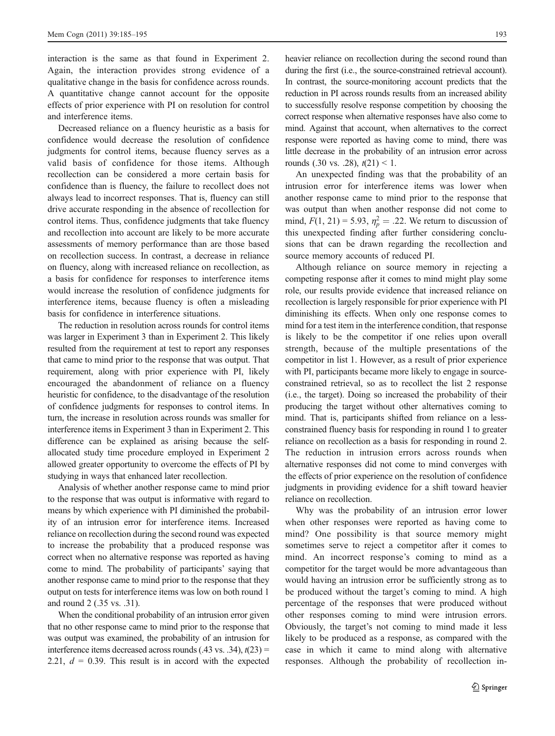interaction is the same as that found in Experiment 2. Again, the interaction provides strong evidence of a qualitative change in the basis for confidence across rounds. A quantitative change cannot account for the opposite effects of prior experience with PI on resolution for control and interference items.

Decreased reliance on a fluency heuristic as a basis for confidence would decrease the resolution of confidence judgments for control items, because fluency serves as a valid basis of confidence for those items. Although recollection can be considered a more certain basis for confidence than is fluency, the failure to recollect does not always lead to incorrect responses. That is, fluency can still drive accurate responding in the absence of recollection for control items. Thus, confidence judgments that take fluency and recollection into account are likely to be more accurate assessments of memory performance than are those based on recollection success. In contrast, a decrease in reliance on fluency, along with increased reliance on recollection, as a basis for confidence for responses to interference items would increase the resolution of confidence judgments for interference items, because fluency is often a misleading basis for confidence in interference situations.

The reduction in resolution across rounds for control items was larger in Experiment 3 than in Experiment 2. This likely resulted from the requirement at test to report any responses that came to mind prior to the response that was output. That requirement, along with prior experience with PI, likely encouraged the abandonment of reliance on a fluency heuristic for confidence, to the disadvantage of the resolution of confidence judgments for responses to control items. In turn, the increase in resolution across rounds was smaller for interference items in Experiment 3 than in Experiment 2. This difference can be explained as arising because the self-allocated study time procedure employed in Experiment 2 allowed greater opportunity to overcome the effects of PI by studying in ways that enhanced later recollection.

Analysis of whether another response came to mind prior to the response that was output is informative with regard to means by which experience with PI diminished the probability of an intrusion error for interference items. Increased reliance on recollection during the second round was expected to increase the probability that a produced response was correct when no alternative response was reported as having come to mind. The probability of participants' saying that another response came to mind prior to the response that they output on tests for interference items was low on both round 1 and round 2 (.35 vs. .31).

When the conditional probability of an intrusion error given that no other response came to mind prior to the response that was output was examined, the probability of an intrusion for interference items decreased across rounds (.43 vs. .34), $t(23) = 2.21$, $d = 0.39$. This result is in accord with the expected heavier reliance on recollection during the second round than during the first (i.e., the source-constrained retrieval account). In contrast, the source-monitoring account predicts that the reduction in PI across rounds results from an increased ability to successfully resolve response competition by choosing the correct response when alternative responses have also come to mind. Against that account, when alternatives to the correct response were reported as having come to mind, there was little decrease in the probability of an intrusion error across rounds (.30 vs. .28), $t(21) < 1$.

An unexpected finding was that the probability of an intrusion error for interference items was lower when another response came to mind prior to the response that was output than when another response did not come to mind, $F(1, 21) = 5.93$, $\eta_p^2 = .22$. We return to discussion of this unexpected finding after further considering conclusions that can be drawn regarding the recollection and source memory accounts of reduced PI.

Although reliance on source memory in rejecting a competing response after it comes to mind might play some role, our results provide evidence that increased reliance on recollection is largely responsible for prior experience with PI diminishing its effects. When only one response comes to mind for a test item in the interference condition, that response is likely to be the competitor if one relies upon overall strength, because of the multiple presentations of the competitor in list 1. However, as a result of prior experience with PI, participants became more likely to engage in source-constrained retrieval, so as to recollect the list 2 response (i.e., the target). Doing so increased the probability of their producing the target without other alternatives coming to mind. That is, participants shifted from reliance on a less-constrained fluency basis for responding in round 1 to greater reliance on recollection as a basis for responding in round 2. The reduction in intrusion errors across rounds when alternative responses did not come to mind converges with the effects of prior experience on the resolution of confidence judgments in providing evidence for a shift toward heavier reliance on recollection.

Why was the probability of an intrusion error lower when other responses were reported as having come to mind? One possibility is that source memory might sometimes serve to reject a competitor after it comes to mind. An incorrect response's coming to mind as a competitor for the target would be more advantageous than would having an intrusion error be sufficiently strong as to be produced without the target's coming to mind. A high percentage of the responses that were produced without other responses coming to mind were intrusion errors. Obviously, the target's not coming to mind made it less likely to be produced as a response, as compared with the case in which it came to mind along with alternative responses. Although the probability of recollection in-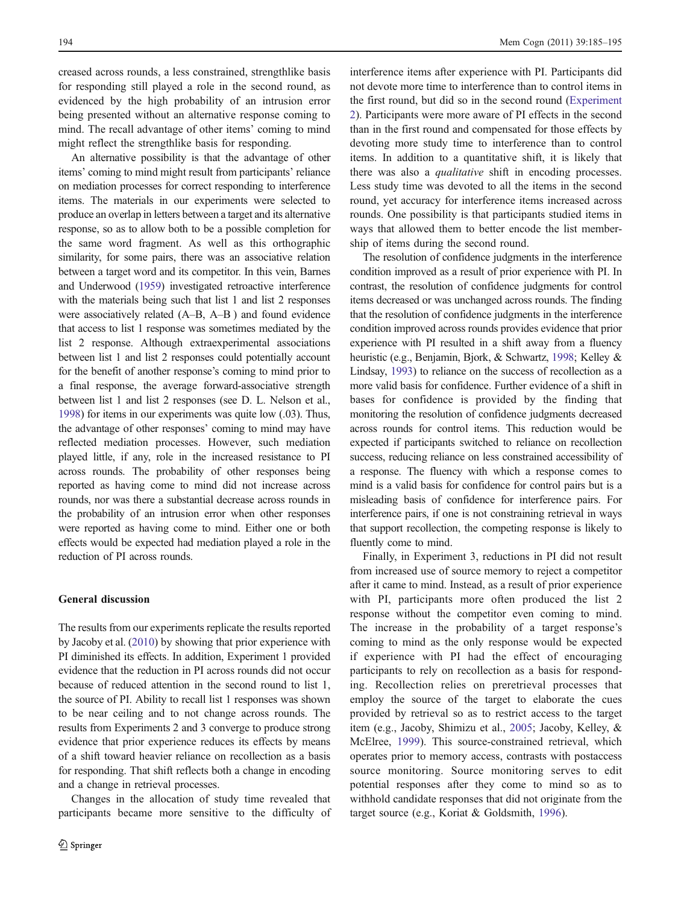creased across rounds, a less constrained, strengthlike basis for responding still played a role in the second round, as evidenced by the high probability of an intrusion error being presented without an alternative response coming to mind. The recall advantage of other items' coming to mind might reflect the strengthlike basis for responding.

An alternative possibility is that the advantage of other items' coming to mind might result from participants' reliance on mediation processes for correct responding to interference items. The materials in our experiments were selected to produce an overlap in letters between a target and its alternative response, so as to allow both to be a possible completion for the same word fragment. As well as this orthographic similarity, for some pairs, there was an associative relation between a target word and its competitor. In this vein, Barnes and Underwood (1959) investigated retroactive interference with the materials being such that list 1 and list 2 responses were associatively related (A–B, A–B ) and found evidence that access to list 1 response was sometimes mediated by the list 2 response. Although extraexperimental associations between list 1 and list 2 responses could potentially account for the benefit of another response's coming to mind prior to a final response, the average forward-associative strength between list 1 and list 2 responses (see D. L. Nelson et al., 1998) for items in our experiments was quite low (.03). Thus, the advantage of other responses' coming to mind may have reflected mediation processes. However, such mediation played little, if any, role in the increased resistance to PI across rounds. The probability of other responses being reported as having come to mind did not increase across rounds, nor was there a substantial decrease across rounds in the probability of an intrusion error when other responses were reported as having come to mind. Either one or both effects would be expected had mediation played a role in the reduction of PI across rounds.

## General discussion

The results from our experiments replicate the results reported by Jacoby et al. (2010) by showing that prior experience with PI diminished its effects. In addition, Experiment 1 provided evidence that the reduction in PI across rounds did not occur because of reduced attention in the second round to list 1, the source of PI. Ability to recall list 1 responses was shown to be near ceiling and to not change across rounds. The results from Experiments 2 and 3 converge to produce strong evidence that prior experience reduces its effects by means of a shift toward heavier reliance on recollection as a basis for responding. That shift reflects both a change in encoding and a change in retrieval processes.

Changes in the allocation of study time revealed that participants became more sensitive to the difficulty of interference items after experience with PI. Participants did not devote more time to interference than to control items in the first round, but did so in the second round (Experiment 2). Participants were more aware of PI effects in the second than in the first round and compensated for those effects by devoting more study time to interference than to control items. In addition to a quantitative shift, it is likely that there was also a *qualitative* shift in encoding processes. Less study time was devoted to all the items in the second round, yet accuracy for interference items increased across rounds. One possibility is that participants studied items in ways that allowed them to better encode the list membership of items during the second round.

The resolution of confidence judgments in the interference condition improved as a result of prior experience with PI. In contrast, the resolution of confidence judgments for control items decreased or was unchanged across rounds. The finding that the resolution of confidence judgments in the interference condition improved across rounds provides evidence that prior experience with PI resulted in a shift away from a fluency heuristic (e.g., Benjamin, Bjork, & Schwartz, 1998; Kelley & Lindsay, 1993) to reliance on the success of recollection as a more valid basis for confidence. Further evidence of a shift in bases for confidence is provided by the finding that monitoring the resolution of confidence judgments decreased across rounds for control items. This reduction would be expected if participants switched to reliance on recollection success, reducing reliance on less constrained accessibility of a response. The fluency with which a response comes to mind is a valid basis for confidence for control pairs but is a misleading basis of confidence for interference pairs. For interference pairs, if one is not constraining retrieval in ways that support recollection, the competing response is likely to fluently come to mind.

Finally, in Experiment 3, reductions in PI did not result from increased use of source memory to reject a competitor after it came to mind. Instead, as a result of prior experience with PI, participants more often produced the list 2 response without the competitor even coming to mind. The increase in the probability of a target response's coming to mind as the only response would be expected if experience with PI had the effect of encouraging participants to rely on recollection as a basis for responding. Recollection relies on preretrieval processes that employ the source of the target to elaborate the cues provided by retrieval so as to restrict access to the target item (e.g., Jacoby, Shimizu et al., 2005; Jacoby, Kelley, & McElree, 1999). This source-constrained retrieval, which operates prior to memory access, contrasts with postaccess source monitoring. Source monitoring serves to edit potential responses after they come to mind so as to withhold candidate responses that did not originate from the target source (e.g., Koriat & Goldsmith, 1996).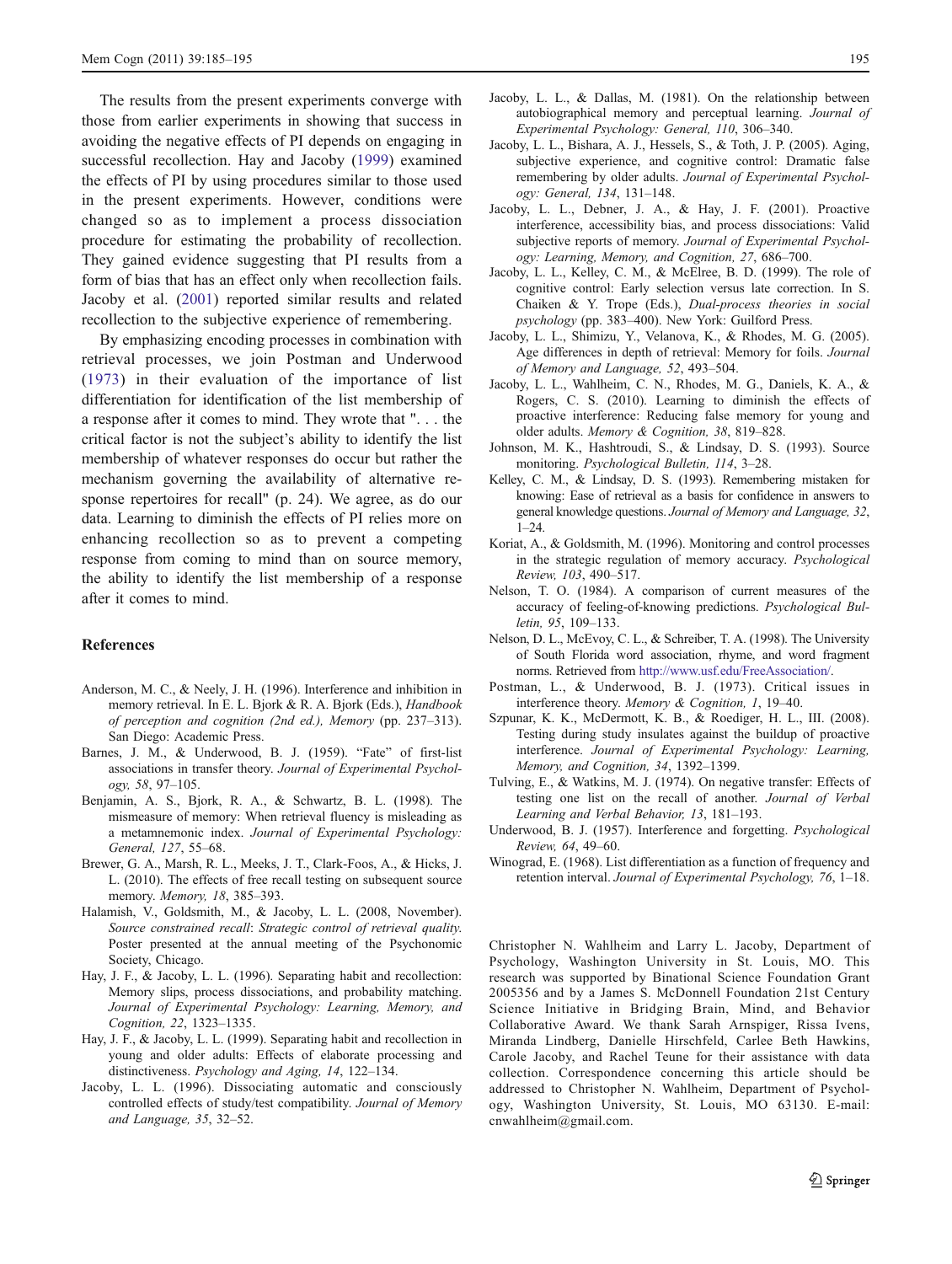The results from the present experiments converge with those from earlier experiments in showing that success in avoiding the negative effects of PI depends on engaging in successful recollection. Hay and Jacoby (1999) examined the effects of PI by using procedures similar to those used in the present experiments. However, conditions were changed so as to implement a process dissociation procedure for estimating the probability of recollection. They gained evidence suggesting that PI results from a form of bias that has an effect only when recollection fails. Jacoby et al. (2001) reported similar results and related recollection to the subjective experience of remembering.

By emphasizing encoding processes in combination with retrieval processes, we join Postman and Underwood (1973) in their evaluation of the importance of list differentiation for identification of the list membership of a response after it comes to mind. They wrote that ". . . the critical factor is not the subject's ability to identify the list membership of whatever responses do occur but rather the mechanism governing the availability of alternative response repertoires for recall" (p. 24). We agree, as do our data. Learning to diminish the effects of PI relies more on enhancing recollection so as to prevent a competing response from coming to mind than on source memory, the ability to identify the list membership of a response after it comes to mind.

## References

Anderson, M. C., & Neely, J. H. (1996). Interference and inhibition in memory retrieval. In E. L. Bjork & R. A. Bjork (Eds.), *Handbook of perception and cognition (2nd ed.), Memory* (pp. 237–313). San Diego: Academic Press.

Barnes, J. M., & Underwood, B. J. (1959). "Fate" of first-list associations in transfer theory. *Journal of Experimental Psychology, 58*, 97–105.

Benjamin, A. S., Bjork, R. A., & Schwartz, B. L. (1998). The mismeasure of memory: When retrieval fluency is misleading as a metamnemonic index. *Journal of Experimental Psychology: General, 127*, 55–68.

Brewer, G. A., Marsh, R. L., Meeks, J. T., Clark-Foos, A., & Hicks, J. L. (2010). The effects of free recall testing on subsequent source memory. *Memory, 18*, 385–393.

Halamish, V., Goldsmith, M., & Jacoby, L. L. (2008, November). *Source constrained recall*: *Strategic control of retrieval quality.* Poster presented at the annual meeting of the Psychonomic Society, Chicago.

Hay, J. F., & Jacoby, L. L. (1996). Separating habit and recollection: Memory slips, process dissociations, and probability matching. *Journal of Experimental Psychology: Learning, Memory, and Cognition, 22*, 1323–1335.

Hay, J. F., & Jacoby, L. L. (1999). Separating habit and recollection in young and older adults: Effects of elaborate processing and distinctiveness. *Psychology and Aging, 14*, 122–134.

Jacoby, L. L. (1996). Dissociating automatic and consciously controlled effects of study/test compatibility. *Journal of Memory and Language, 35*, 32–52.

Jacoby, L. L., & Dallas, M. (1981). On the relationship between autobiographical memory and perceptual learning. *Journal of Experimental Psychology: General, 110*, 306–340.

Jacoby, L. L., Bishara, A. J., Hessels, S., & Toth, J. P. (2005). Aging, subjective experience, and cognitive control: Dramatic false remembering by older adults. *Journal of Experimental Psychology: General, 134*, 131–148.

Jacoby, L. L., Debner, J. A., & Hay, J. F. (2001). Proactive interference, accessibility bias, and process dissociations: Valid subjective reports of memory. *Journal of Experimental Psychology: Learning, Memory, and Cognition, 27*, 686–700.

Jacoby, L. L., Kelley, C. M., & McElree, B. D. (1999). The role of cognitive control: Early selection versus late correction. In S. Chaiken & Y. Trope (Eds.), *Dual-process theories in social psychology* (pp. 383–400). New York: Guilford Press.

Jacoby, L. L., Shimizu, Y., Velanova, K., & Rhodes, M. G. (2005). Age differences in depth of retrieval: Memory for foils. *Journal of Memory and Language, 52*, 493–504.

Jacoby, L. L., Wahlheim, C. N., Rhodes, M. G., Daniels, K. A., & Rogers, C. S. (2010). Learning to diminish the effects of proactive interference: Reducing false memory for young and older adults. *Memory & Cognition, 38*, 819–828.

Johnson, M. K., Hashtroudi, S., & Lindsay, D. S. (1993). Source monitoring. *Psychological Bulletin, 114*, 3–28.

Kelley, C. M., & Lindsay, D. S. (1993). Remembering mistaken for knowing: Ease of retrieval as a basis for confidence in answers to general knowledge questions. *Journal of Memory and Language, 32*, 1–24.

Koriat, A., & Goldsmith, M. (1996). Monitoring and control processes in the strategic regulation of memory accuracy. *Psychological Review, 103*, 490–517.

Nelson, T. O. (1984). A comparison of current measures of the accuracy of feeling-of-knowing predictions. *Psychological Bulletin, 95*, 109–133.

Nelson, D. L., McEvoy, C. L., & Schreiber, T. A. (1998). The University of South Florida word association, rhyme, and word fragment norms. Retrieved from http://www.usf.edu/FreeAssociation/.

Postman, L., & Underwood, B. J. (1973). Critical issues in interference theory. *Memory & Cognition, 1*, 19–40.

Szpunar, K. K., McDermott, K. B., & Roediger, H. L., III. (2008). Testing during study insulates against the buildup of proactive interference. *Journal of Experimental Psychology: Learning, Memory, and Cognition, 34*, 1392–1399.

Tulving, E., & Watkins, M. J. (1974). On negative transfer: Effects of testing one list on the recall of another. *Journal of Verbal Learning and Verbal Behavior, 13*, 181–193.

Underwood, B. J. (1957). Interference and forgetting. *Psychological Review, 64*, 49–60.

Winograd, E. (1968). List differentiation as a function of frequency and retention interval. *Journal of Experimental Psychology, 76*, 1–18.

Christopher N. Wahlheim and Larry L. Jacoby, Department of Psychology, Washington University in St. Louis, MO. This research was supported by Binational Science Foundation Grant 2005356 and by a James S. McDonnell Foundation 21st Century Science Initiative in Bridging Brain, Mind, and Behavior Collaborative Award. We thank Sarah Arnspiger, Rissa Ivens, Miranda Lindberg, Danielle Hirschfeld, Carlee Beth Hawkins, Carole Jacoby, and Rachel Teune for their assistance with data collection. Correspondence concerning this article should be addressed to Christopher N. Wahlheim, Department of Psychology, Washington University, St. Louis, MO 63130. E-mail: cnwahlheim@gmail.com.